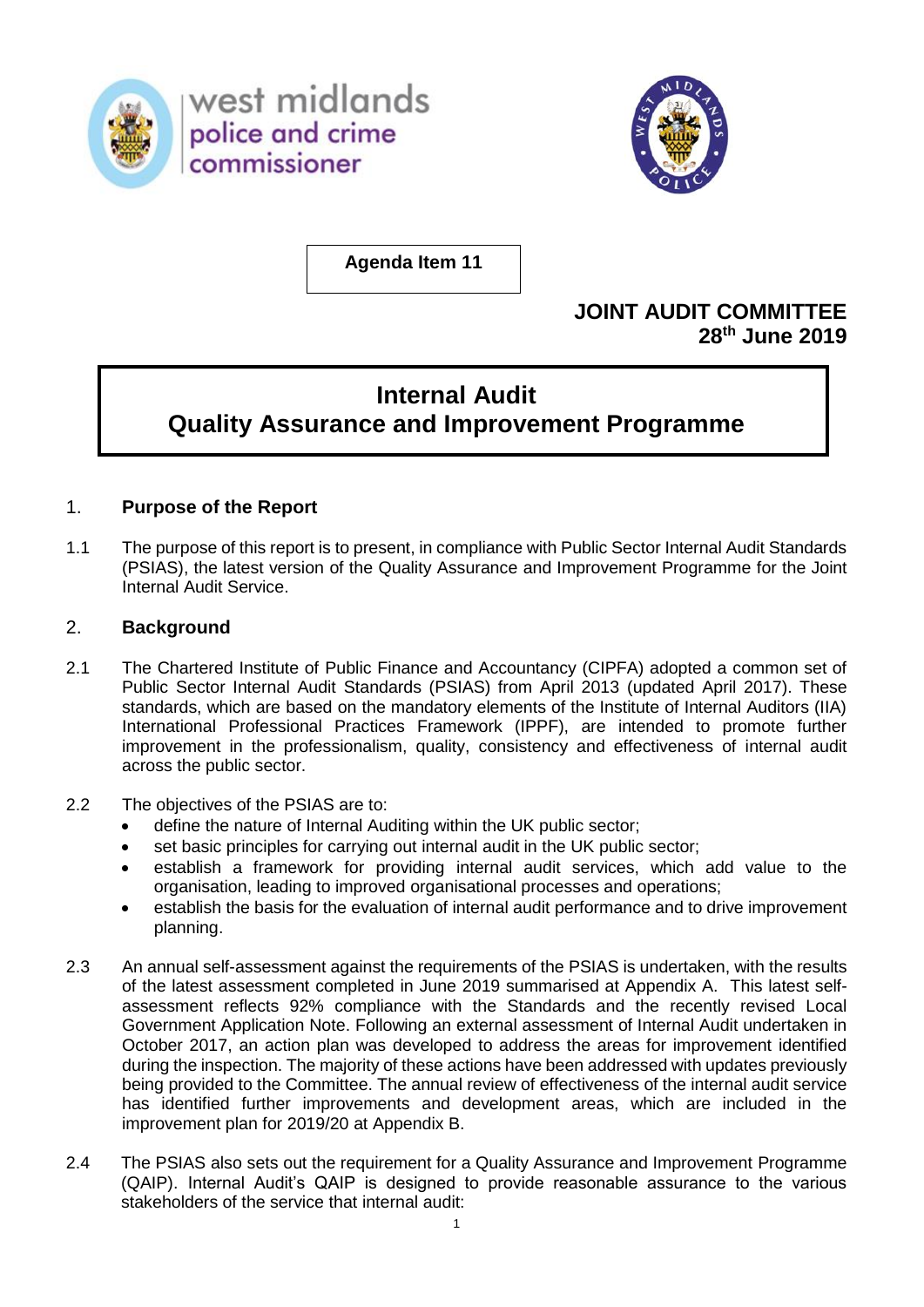west midlands
police and crime
commissioner

**Agenda Item 11**

**JOINT AUDIT COMMITTEE**
**28th June 2019**

# Internal Audit
# Quality Assurance and Improvement Programme

## 1. Purpose of the Report

1.1 The purpose of this report is to present, in compliance with Public Sector Internal Audit Standards (PSIAS), the latest version of the Quality Assurance and Improvement Programme for the Joint Internal Audit Service.

## 2. Background

2.1 The Chartered Institute of Public Finance and Accountancy (CIPFA) adopted a common set of Public Sector Internal Audit Standards (PSIAS) from April 2013 (updated April 2017). These standards, which are based on the mandatory elements of the Institute of Internal Auditors (IIA) International Professional Practices Framework (IPPF), are intended to promote further improvement in the professionalism, quality, consistency and effectiveness of internal audit across the public sector.

2.2 The objectives of the PSIAS are to:

- define the nature of Internal Auditing within the UK public sector;
- set basic principles for carrying out internal audit in the UK public sector;
- establish a framework for providing internal audit services, which add value to the organisation, leading to improved organisational processes and operations;
- establish the basis for the evaluation of internal audit performance and to drive improvement planning.

2.3 An annual self-assessment against the requirements of the PSIAS is undertaken, with the results of the latest assessment completed in June 2019 summarised at Appendix A. This latest self-assessment reflects 92% compliance with the Standards and the recently revised Local Government Application Note. Following an external assessment of Internal Audit undertaken in October 2017, an action plan was developed to address the areas for improvement identified during the inspection. The majority of these actions have been addressed with updates previously being provided to the Committee. The annual review of effectiveness of the internal audit service has identified further improvements and development areas, which are included in the improvement plan for 2019/20 at Appendix B.

2.4 The PSIAS also sets out the requirement for a Quality Assurance and Improvement Programme (QAIP). Internal Audit's QAIP is designed to provide reasonable assurance to the various stakeholders of the service that internal audit: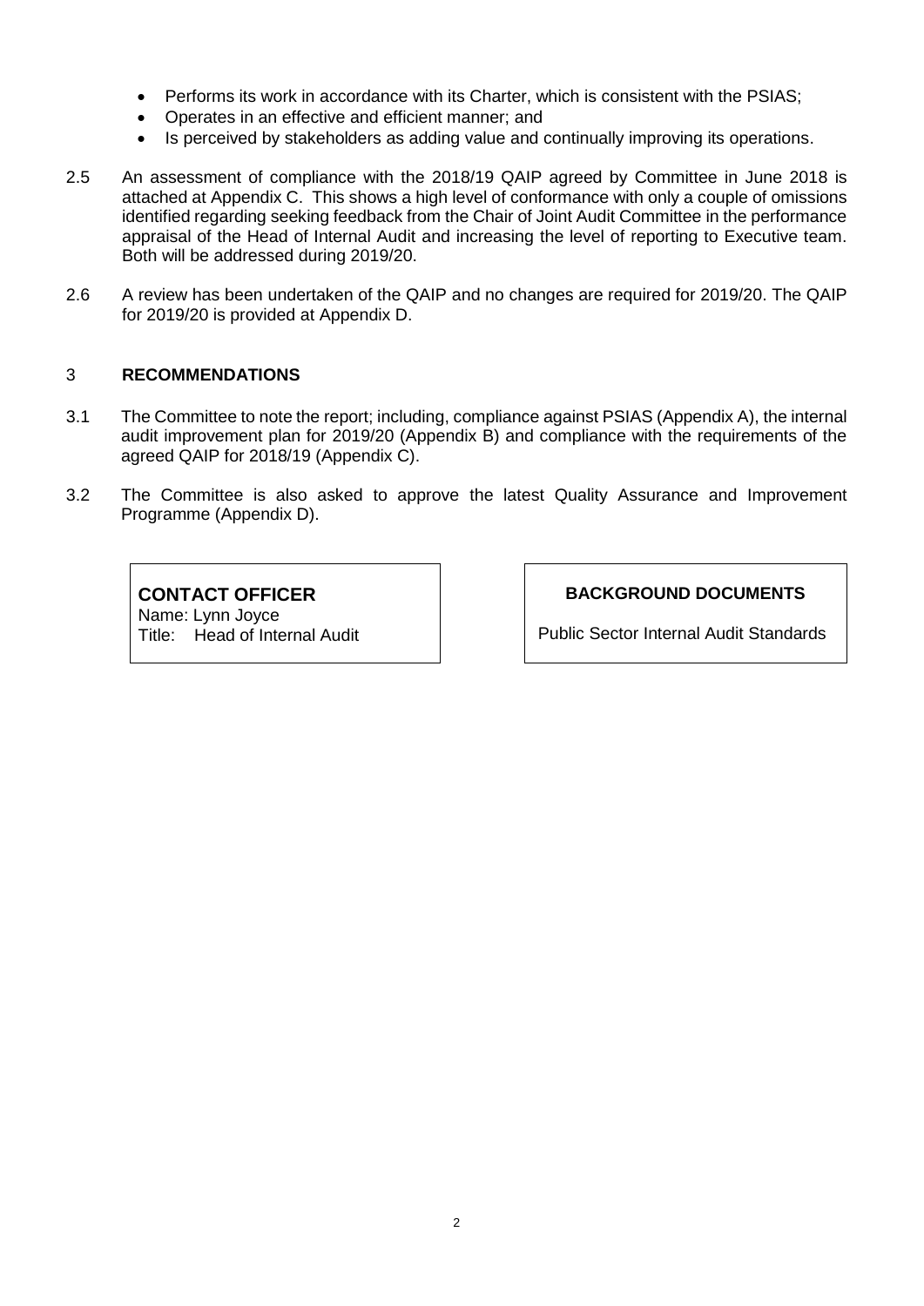- Performs its work in accordance with its Charter, which is consistent with the PSIAS;
- Operates in an effective and efficient manner; and
- Is perceived by stakeholders as adding value and continually improving its operations.

2.5 An assessment of compliance with the 2018/19 QAIP agreed by Committee in June 2018 is attached at Appendix C. This shows a high level of conformance with only a couple of omissions identified regarding seeking feedback from the Chair of Joint Audit Committee in the performance appraisal of the Head of Internal Audit and increasing the level of reporting to Executive team. Both will be addressed during 2019/20.

2.6 A review has been undertaken of the QAIP and no changes are required for 2019/20. The QAIP for 2019/20 is provided at Appendix D.

## 3 RECOMMENDATIONS

3.1 The Committee to note the report; including, compliance against PSIAS (Appendix A), the internal audit improvement plan for 2019/20 (Appendix B) and compliance with the requirements of the agreed QAIP for 2018/19 (Appendix C).

3.2 The Committee is also asked to approve the latest Quality Assurance and Improvement Programme (Appendix D).

**CONTACT OFFICER**
Name: Lynn Joyce
Title: Head of Internal Audit

**BACKGROUND DOCUMENTS**

Public Sector Internal Audit Standards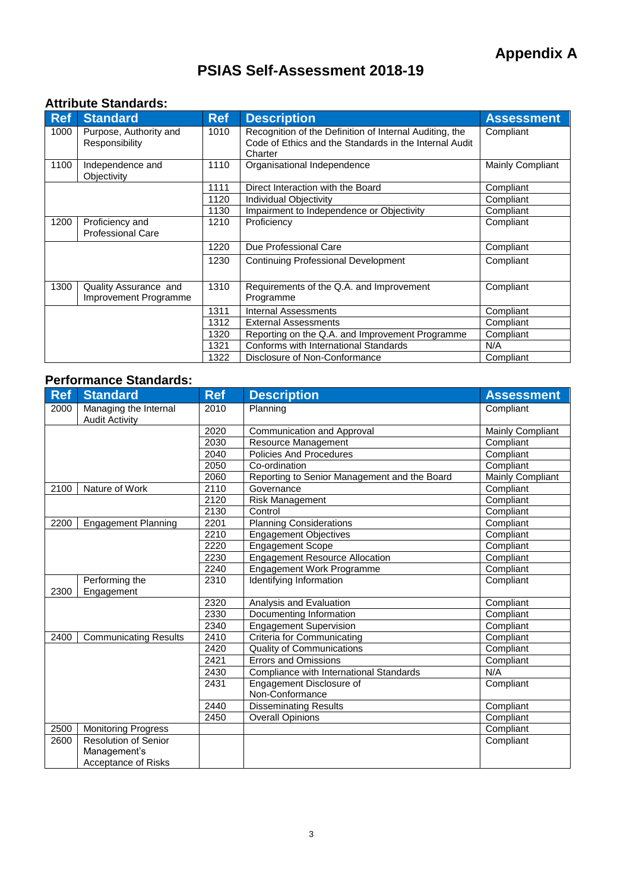**Appendix A**

# PSIAS Self-Assessment 2018-19

## Attribute Standards:

| Ref | Standard | Ref | Description | Assessment |
|---|---|---|---|---|
| 1000 | Purpose, Authority and Responsibility | 1010 | Recognition of the Definition of Internal Auditing, the Code of Ethics and the Standards in the Internal Audit Charter | Compliant |
| 1100 | Independence and Objectivity | 1110 | Organisational Independence | Mainly Compliant |
| | | 1111 | Direct Interaction with the Board | Compliant |
| | | 1120 | Individual Objectivity | Compliant |
| | | 1130 | Impairment to Independence or Objectivity | Compliant |
| 1200 | Proficiency and Professional Care | 1210 | Proficiency | Compliant |
| | | 1220 | Due Professional Care | Compliant |
| | | 1230 | Continuing Professional Development | Compliant |
| 1300 | Quality Assurance and Improvement Programme | 1310 | Requirements of the Q.A. and Improvement Programme | Compliant |
| | | 1311 | Internal Assessments | Compliant |
| | | 1312 | External Assessments | Compliant |
| | | 1320 | Reporting on the Q.A. and Improvement Programme | Compliant |
| | | 1321 | Conforms with International Standards | N/A |
| | | 1322 | Disclosure of Non-Conformance | Compliant |

## Performance Standards:

| Ref | Standard | Ref | Description | Assessment |
|---|---|---|---|---|
| 2000 | Managing the Internal Audit Activity | 2010 | Planning | Compliant |
| | | 2020 | Communication and Approval | Mainly Compliant |
| | | 2030 | Resource Management | Compliant |
| | | 2040 | Policies And Procedures | Compliant |
| | | 2050 | Co-ordination | Compliant |
| | | 2060 | Reporting to Senior Management and the Board | Mainly Compliant |
| 2100 | Nature of Work | 2110 | Governance | Compliant |
| | | 2120 | Risk Management | Compliant |
| | | 2130 | Control | Compliant |
| 2200 | Engagement Planning | 2201 | Planning Considerations | Compliant |
| | | 2210 | Engagement Objectives | Compliant |
| | | 2220 | Engagement Scope | Compliant |
| | | 2230 | Engagement Resource Allocation | Compliant |
| | | 2240 | Engagement Work Programme | Compliant |
| 2300 | Performing the Engagement | 2310 | Identifying Information | Compliant |
| | | 2320 | Analysis and Evaluation | Compliant |
| | | 2330 | Documenting Information | Compliant |
| | | 2340 | Engagement Supervision | Compliant |
| 2400 | Communicating Results | 2410 | Criteria for Communicating | Compliant |
| | | 2420 | Quality of Communications | Compliant |
| | | 2421 | Errors and Omissions | Compliant |
| | | 2430 | Compliance with International Standards | N/A |
| | | 2431 | Engagement Disclosure of Non-Conformance | Compliant |
| | | 2440 | Disseminating Results | Compliant |
| | | 2450 | Overall Opinions | Compliant |
| 2500 | Monitoring Progress | | | Compliant |
| 2600 | Resolution of Senior Management's Acceptance of Risks | | | Compliant |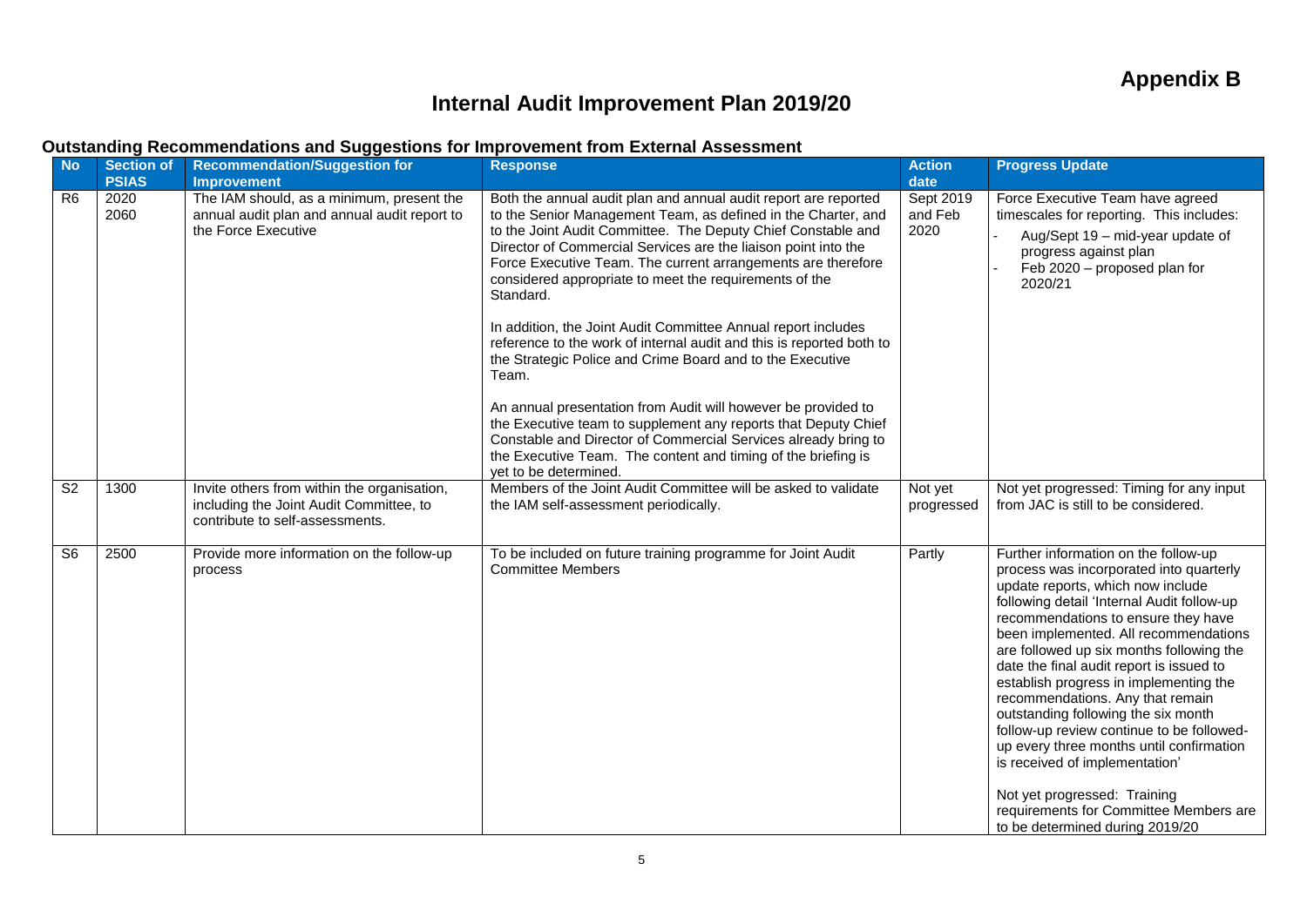**Appendix B**

# Internal Audit Improvement Plan 2019/20

## Outstanding Recommendations and Suggestions for Improvement from External Assessment

| No | Section of PSIAS | Recommendation/Suggestion for Improvement | Response | Action date | Progress Update |
|---|---|---|---|---|---|
| R6 | 2020<br>2060 | The IAM should, as a minimum, present the annual audit plan and annual audit report to the Force Executive | Both the annual audit plan and annual audit report are reported to the Senior Management Team, as defined in the Charter, and to the Joint Audit Committee. The Deputy Chief Constable and Director of Commercial Services are the liaison point into the Force Executive Team. The current arrangements are therefore considered appropriate to meet the requirements of the Standard.<br><br>In addition, the Joint Audit Committee Annual report includes reference to the work of internal audit and this is reported both to the Strategic Police and Crime Board and to the Executive Team.<br><br>An annual presentation from Audit will however be provided to the Executive team to supplement any reports that Deputy Chief Constable and Director of Commercial Services already bring to the Executive Team. The content and timing of the briefing is yet to be determined. | Sept 2019 and Feb 2020 | Force Executive Team have agreed timescales for reporting. This includes:<br>- Aug/Sept 19 – mid-year update of progress against plan<br>- Feb 2020 – proposed plan for 2020/21 |
| S2 | 1300 | Invite others from within the organisation, including the Joint Audit Committee, to contribute to self-assessments. | Members of the Joint Audit Committee will be asked to validate the IAM self-assessment periodically. | Not yet progressed | Not yet progressed: Timing for any input from JAC is still to be considered. |
| S6 | 2500 | Provide more information on the follow-up process | To be included on future training programme for Joint Audit Committee Members | Partly | Further information on the follow-up process was incorporated into quarterly update reports, which now include following detail 'Internal Audit follow-up recommendations to ensure they have been implemented. All recommendations are followed up six months following the date the final audit report is issued to establish progress in implementing the recommendations. Any that remain outstanding following the six month follow-up review continue to be followed-up every three months until confirmation is received of implementation'<br><br>Not yet progressed: Training requirements for Committee Members are to be determined during 2019/20 |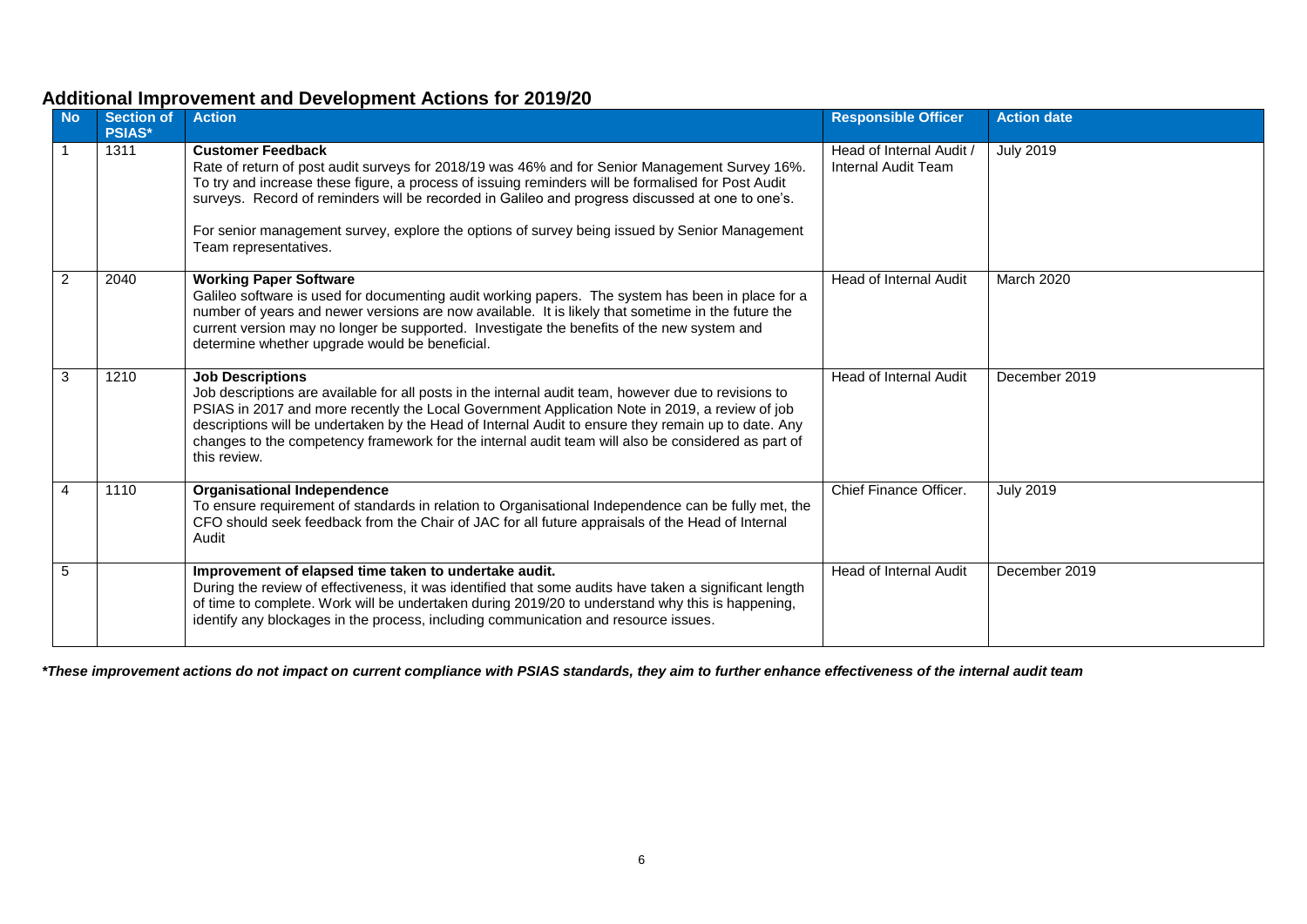## Additional Improvement and Development Actions for 2019/20

| No | Section of PSIAS* | Action | Responsible Officer | Action date |
|---|---|---|---|---|
| 1 | 1311 | **Customer Feedback**<br>Rate of return of post audit surveys for 2018/19 was 46% and for Senior Management Survey 16%. To try and increase these figure, a process of issuing reminders will be formalised for Post Audit surveys. Record of reminders will be recorded in Galileo and progress discussed at one to one's.<br><br>For senior management survey, explore the options of survey being issued by Senior Management Team representatives. | Head of Internal Audit / Internal Audit Team | July 2019 |
| 2 | 2040 | **Working Paper Software**<br>Galileo software is used for documenting audit working papers. The system has been in place for a number of years and newer versions are now available. It is likely that sometime in the future the current version may no longer be supported. Investigate the benefits of the new system and determine whether upgrade would be beneficial. | Head of Internal Audit | March 2020 |
| 3 | 1210 | **Job Descriptions**<br>Job descriptions are available for all posts in the internal audit team, however due to revisions to PSIAS in 2017 and more recently the Local Government Application Note in 2019, a review of job descriptions will be undertaken by the Head of Internal Audit to ensure they remain up to date. Any changes to the competency framework for the internal audit team will also be considered as part of this review. | Head of Internal Audit | December 2019 |
| 4 | 1110 | **Organisational Independence**<br>To ensure requirement of standards in relation to Organisational Independence can be fully met, the CFO should seek feedback from the Chair of JAC for all future appraisals of the Head of Internal Audit | Chief Finance Officer. | July 2019 |
| 5 | | **Improvement of elapsed time taken to undertake audit.**<br>During the review of effectiveness, it was identified that some audits have taken a significant length of time to complete. Work will be undertaken during 2019/20 to understand why this is happening, identify any blockages in the process, including communication and resource issues. | Head of Internal Audit | December 2019 |

***These improvement actions do not impact on current compliance with PSIAS standards, they aim to further enhance effectiveness of the internal audit team***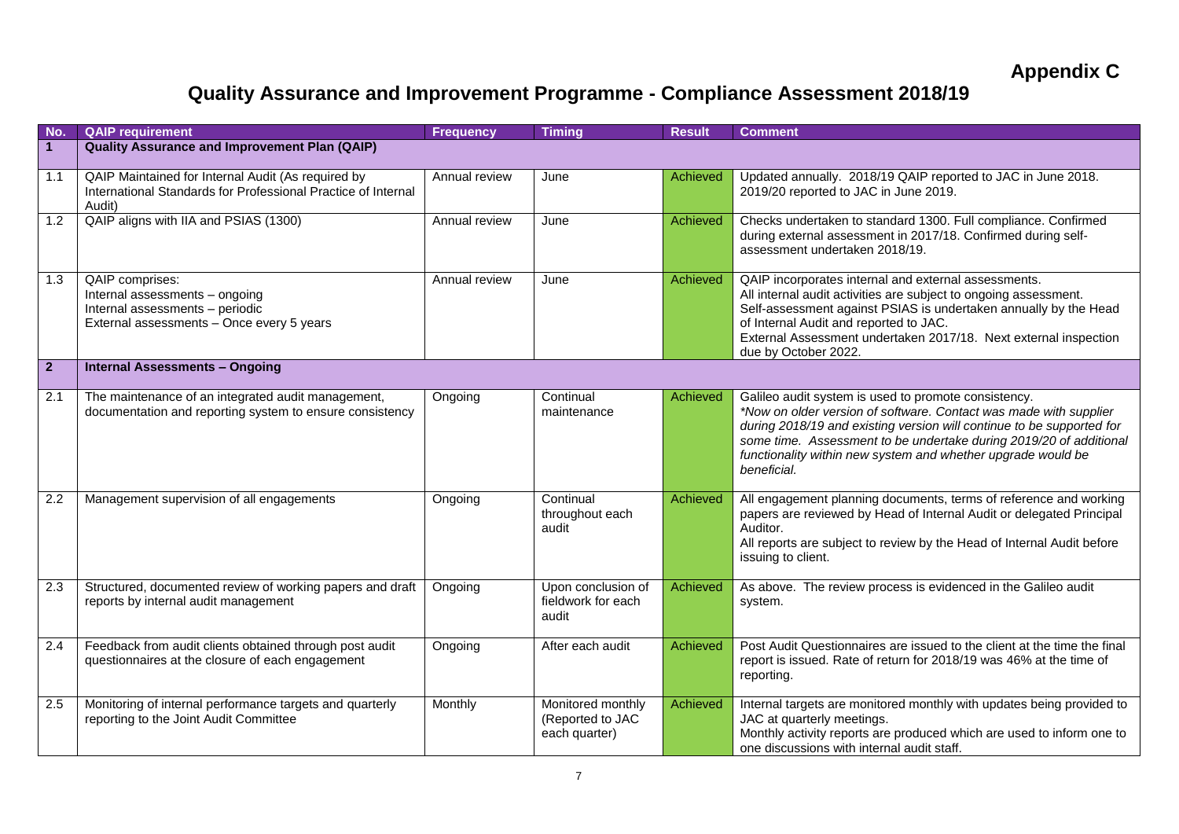**Appendix C**

# Quality Assurance and Improvement Programme - Compliance Assessment 2018/19

| No. | QAIP requirement | Frequency | Timing | Result | Comment |
|---|---|---|---|---|---|
| **1** | **Quality Assurance and Improvement Plan (QAIP)** | | | | |
| 1.1 | QAIP Maintained for Internal Audit (As required by International Standards for Professional Practice of Internal Audit) | Annual review | June | Achieved | Updated annually. 2018/19 QAIP reported to JAC in June 2018. 2019/20 reported to JAC in June 2019. |
| 1.2 | QAIP aligns with IIA and PSIAS (1300) | Annual review | June | Achieved | Checks undertaken to standard 1300. Full compliance. Confirmed during external assessment in 2017/18. Confirmed during self-assessment undertaken 2018/19. |
| 1.3 | QAIP comprises:<br>Internal assessments – ongoing<br>Internal assessments – periodic<br>External assessments – Once every 5 years | Annual review | June | Achieved | QAIP incorporates internal and external assessments.<br>All internal audit activities are subject to ongoing assessment.<br>Self-assessment against PSIAS is undertaken annually by the Head of Internal Audit and reported to JAC.<br>External Assessment undertaken 2017/18. Next external inspection due by October 2022. |
| **2** | **Internal Assessments – Ongoing** | | | | |
| 2.1 | The maintenance of an integrated audit management, documentation and reporting system to ensure consistency | Ongoing | Continual maintenance | Achieved | Galileo audit system is used to promote consistency.<br>*\*Now on older version of software. Contact was made with supplier during 2018/19 and existing version will continue to be supported for some time. Assessment to be undertake during 2019/20 of additional functionality within new system and whether upgrade would be beneficial.* |
| 2.2 | Management supervision of all engagements | Ongoing | Continual throughout each audit | Achieved | All engagement planning documents, terms of reference and working papers are reviewed by Head of Internal Audit or delegated Principal Auditor.<br>All reports are subject to review by the Head of Internal Audit before issuing to client. |
| 2.3 | Structured, documented review of working papers and draft reports by internal audit management | Ongoing | Upon conclusion of fieldwork for each audit | Achieved | As above. The review process is evidenced in the Galileo audit system. |
| 2.4 | Feedback from audit clients obtained through post audit questionnaires at the closure of each engagement | Ongoing | After each audit | Achieved | Post Audit Questionnaires are issued to the client at the time the final report is issued. Rate of return for 2018/19 was 46% at the time of reporting. |
| 2.5 | Monitoring of internal performance targets and quarterly reporting to the Joint Audit Committee | Monthly | Monitored monthly (Reported to JAC each quarter) | Achieved | Internal targets are monitored monthly with updates being provided to JAC at quarterly meetings.<br>Monthly activity reports are produced which are used to inform one to one discussions with internal audit staff. |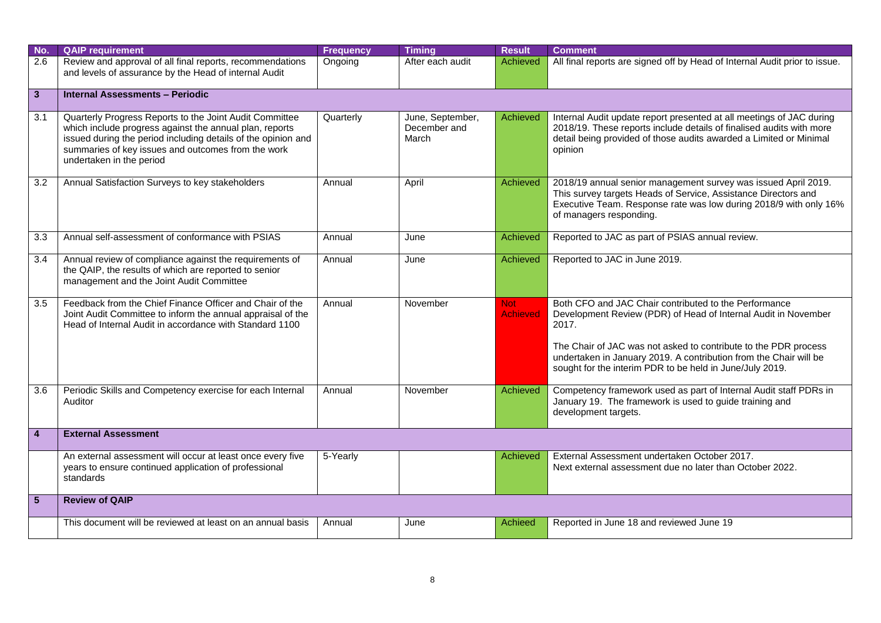| No. | QAIP requirement | Frequency | Timing | Result | Comment |
|---|---|---|---|---|---|
| 2.6 | Review and approval of all final reports, recommendations and levels of assurance by the Head of internal Audit | Ongoing | After each audit | Achieved | All final reports are signed off by Head of Internal Audit prior to issue. |
| **3** | **Internal Assessments – Periodic** | | | | |
| 3.1 | Quarterly Progress Reports to the Joint Audit Committee which include progress against the annual plan, reports issued during the period including details of the opinion and summaries of key issues and outcomes from the work undertaken in the period | Quarterly | June, September, December and March | Achieved | Internal Audit update report presented at all meetings of JAC during 2018/19. These reports include details of finalised audits with more detail being provided of those audits awarded a Limited or Minimal opinion |
| 3.2 | Annual Satisfaction Surveys to key stakeholders | Annual | April | Achieved | 2018/19 annual senior management survey was issued April 2019. This survey targets Heads of Service, Assistance Directors and Executive Team. Response rate was low during 2018/9 with only 16% of managers responding. |
| 3.3 | Annual self-assessment of conformance with PSIAS | Annual | June | Achieved | Reported to JAC as part of PSIAS annual review. |
| 3.4 | Annual review of compliance against the requirements of the QAIP, the results of which are reported to senior management and the Joint Audit Committee | Annual | June | Achieved | Reported to JAC in June 2019. |
| 3.5 | Feedback from the Chief Finance Officer and Chair of the Joint Audit Committee to inform the annual appraisal of the Head of Internal Audit in accordance with Standard 1100 | Annual | November | Not Achieved | Both CFO and JAC Chair contributed to the Performance Development Review (PDR) of Head of Internal Audit in November 2017.<br><br>The Chair of JAC was not asked to contribute to the PDR process undertaken in January 2019. A contribution from the Chair will be sought for the interim PDR to be held in June/July 2019. |
| 3.6 | Periodic Skills and Competency exercise for each Internal Auditor | Annual | November | Achieved | Competency framework used as part of Internal Audit staff PDRs in January 19. The framework is used to guide training and development targets. |
| **4** | **External Assessment** | | | | |
| | An external assessment will occur at least once every five years to ensure continued application of professional standards | 5-Yearly | | Achieved | External Assessment undertaken October 2017.<br>Next external assessment due no later than October 2022. |
| **5** | **Review of QAIP** | | | | |
| | This document will be reviewed at least on an annual basis | Annual | June | Achieed | Reported in June 18 and reviewed June 19 |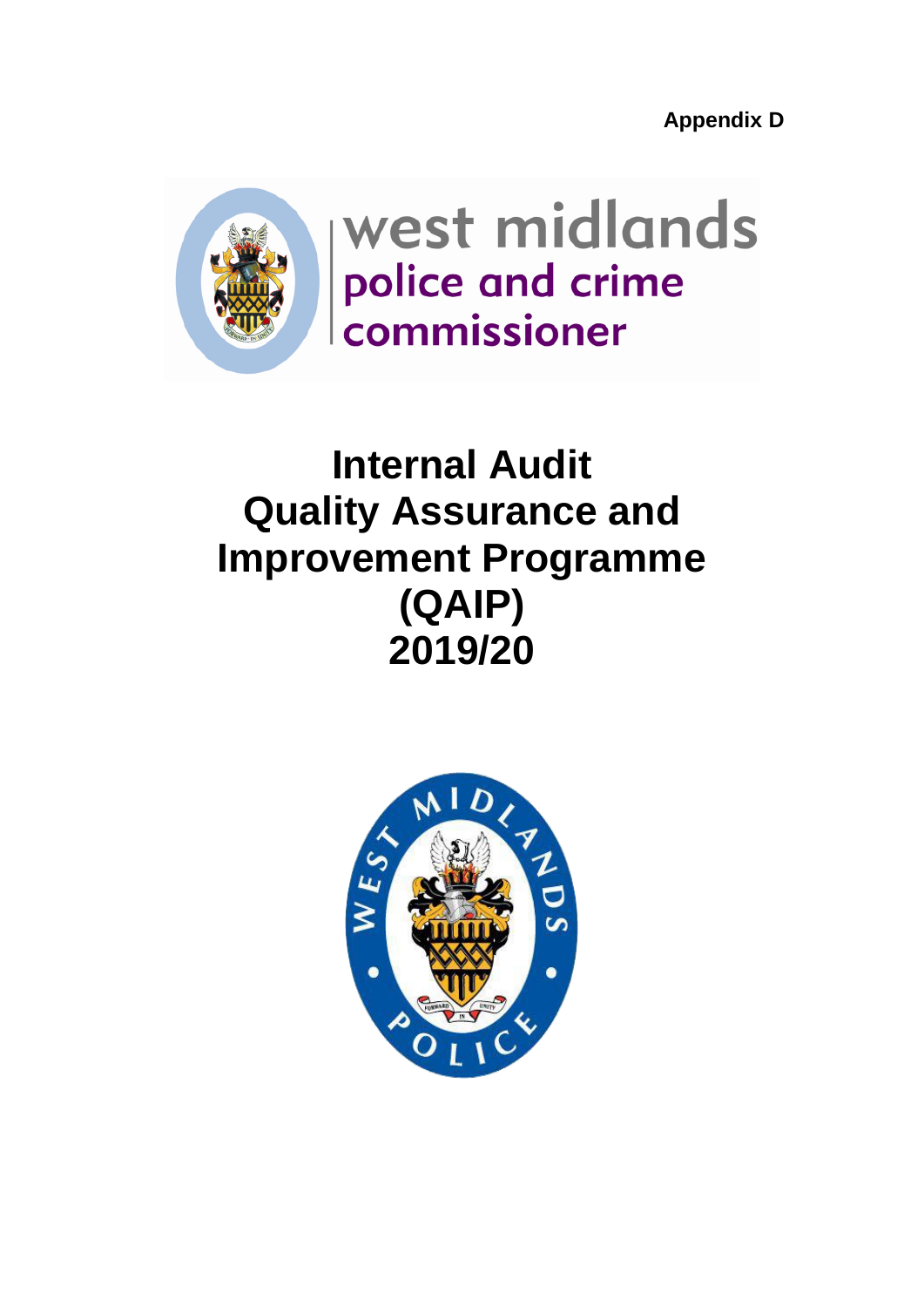**Appendix D**

# Internal Audit Quality Assurance and Improvement Programme (QAIP) 2019/20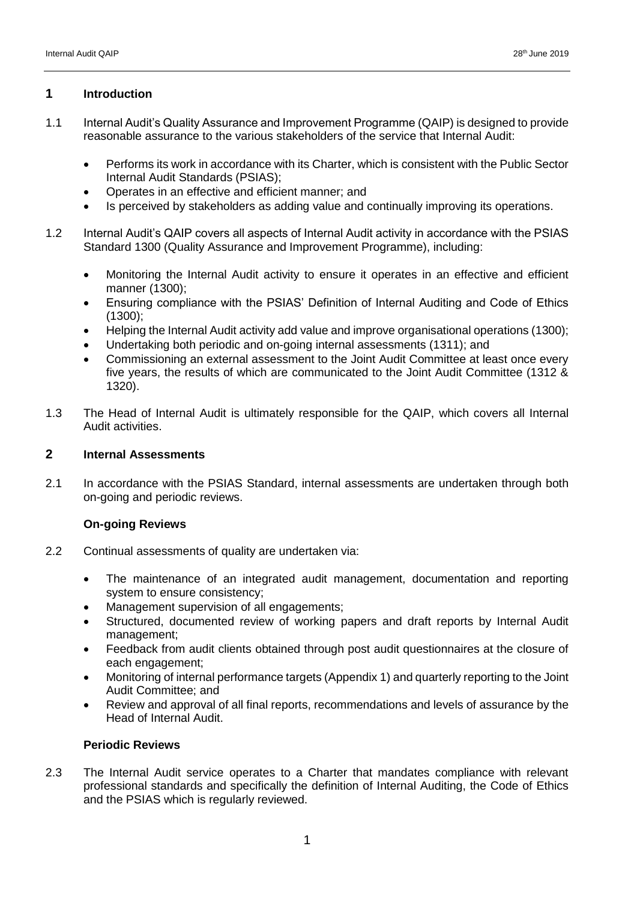## 1 Introduction

1.1 Internal Audit's Quality Assurance and Improvement Programme (QAIP) is designed to provide reasonable assurance to the various stakeholders of the service that Internal Audit:

- Performs its work in accordance with its Charter, which is consistent with the Public Sector Internal Audit Standards (PSIAS);
- Operates in an effective and efficient manner; and
- Is perceived by stakeholders as adding value and continually improving its operations.

1.2 Internal Audit's QAIP covers all aspects of Internal Audit activity in accordance with the PSIAS Standard 1300 (Quality Assurance and Improvement Programme), including:

- Monitoring the Internal Audit activity to ensure it operates in an effective and efficient manner (1300);
- Ensuring compliance with the PSIAS' Definition of Internal Auditing and Code of Ethics (1300);
- Helping the Internal Audit activity add value and improve organisational operations (1300);
- Undertaking both periodic and on-going internal assessments (1311); and
- Commissioning an external assessment to the Joint Audit Committee at least once every five years, the results of which are communicated to the Joint Audit Committee (1312 & 1320).

1.3 The Head of Internal Audit is ultimately responsible for the QAIP, which covers all Internal Audit activities.

## 2 Internal Assessments

2.1 In accordance with the PSIAS Standard, internal assessments are undertaken through both on-going and periodic reviews.

### On-going Reviews

2.2 Continual assessments of quality are undertaken via:

- The maintenance of an integrated audit management, documentation and reporting system to ensure consistency;
- Management supervision of all engagements;
- Structured, documented review of working papers and draft reports by Internal Audit management;
- Feedback from audit clients obtained through post audit questionnaires at the closure of each engagement;
- Monitoring of internal performance targets (Appendix 1) and quarterly reporting to the Joint Audit Committee; and
- Review and approval of all final reports, recommendations and levels of assurance by the Head of Internal Audit.

### Periodic Reviews

2.3 The Internal Audit service operates to a Charter that mandates compliance with relevant professional standards and specifically the definition of Internal Auditing, the Code of Ethics and the PSIAS which is regularly reviewed.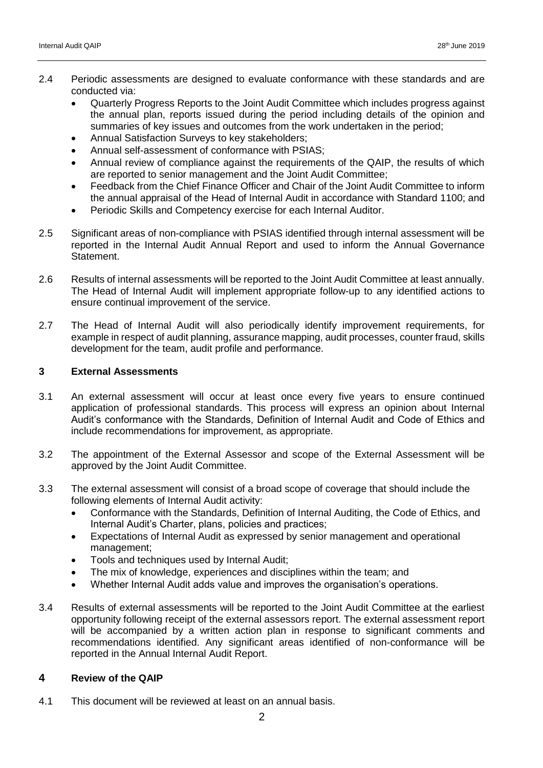2.4 Periodic assessments are designed to evaluate conformance with these standards and are conducted via:

- Quarterly Progress Reports to the Joint Audit Committee which includes progress against the annual plan, reports issued during the period including details of the opinion and summaries of key issues and outcomes from the work undertaken in the period;
- Annual Satisfaction Surveys to key stakeholders;
- Annual self-assessment of conformance with PSIAS;
- Annual review of compliance against the requirements of the QAIP, the results of which are reported to senior management and the Joint Audit Committee;
- Feedback from the Chief Finance Officer and Chair of the Joint Audit Committee to inform the annual appraisal of the Head of Internal Audit in accordance with Standard 1100; and
- Periodic Skills and Competency exercise for each Internal Auditor.

2.5 Significant areas of non-compliance with PSIAS identified through internal assessment will be reported in the Internal Audit Annual Report and used to inform the Annual Governance Statement.

2.6 Results of internal assessments will be reported to the Joint Audit Committee at least annually. The Head of Internal Audit will implement appropriate follow-up to any identified actions to ensure continual improvement of the service.

2.7 The Head of Internal Audit will also periodically identify improvement requirements, for example in respect of audit planning, assurance mapping, audit processes, counter fraud, skills development for the team, audit profile and performance.

## 3 External Assessments

3.1 An external assessment will occur at least once every five years to ensure continued application of professional standards. This process will express an opinion about Internal Audit's conformance with the Standards, Definition of Internal Audit and Code of Ethics and include recommendations for improvement, as appropriate.

3.2 The appointment of the External Assessor and scope of the External Assessment will be approved by the Joint Audit Committee.

3.3 The external assessment will consist of a broad scope of coverage that should include the following elements of Internal Audit activity:

- Conformance with the Standards, Definition of Internal Auditing, the Code of Ethics, and Internal Audit's Charter, plans, policies and practices;
- Expectations of Internal Audit as expressed by senior management and operational management;
- Tools and techniques used by Internal Audit;
- The mix of knowledge, experiences and disciplines within the team; and
- Whether Internal Audit adds value and improves the organisation's operations.

3.4 Results of external assessments will be reported to the Joint Audit Committee at the earliest opportunity following receipt of the external assessors report. The external assessment report will be accompanied by a written action plan in response to significant comments and recommendations identified. Any significant areas identified of non-conformance will be reported in the Annual Internal Audit Report.

## 4 Review of the QAIP

4.1 This document will be reviewed at least on an annual basis.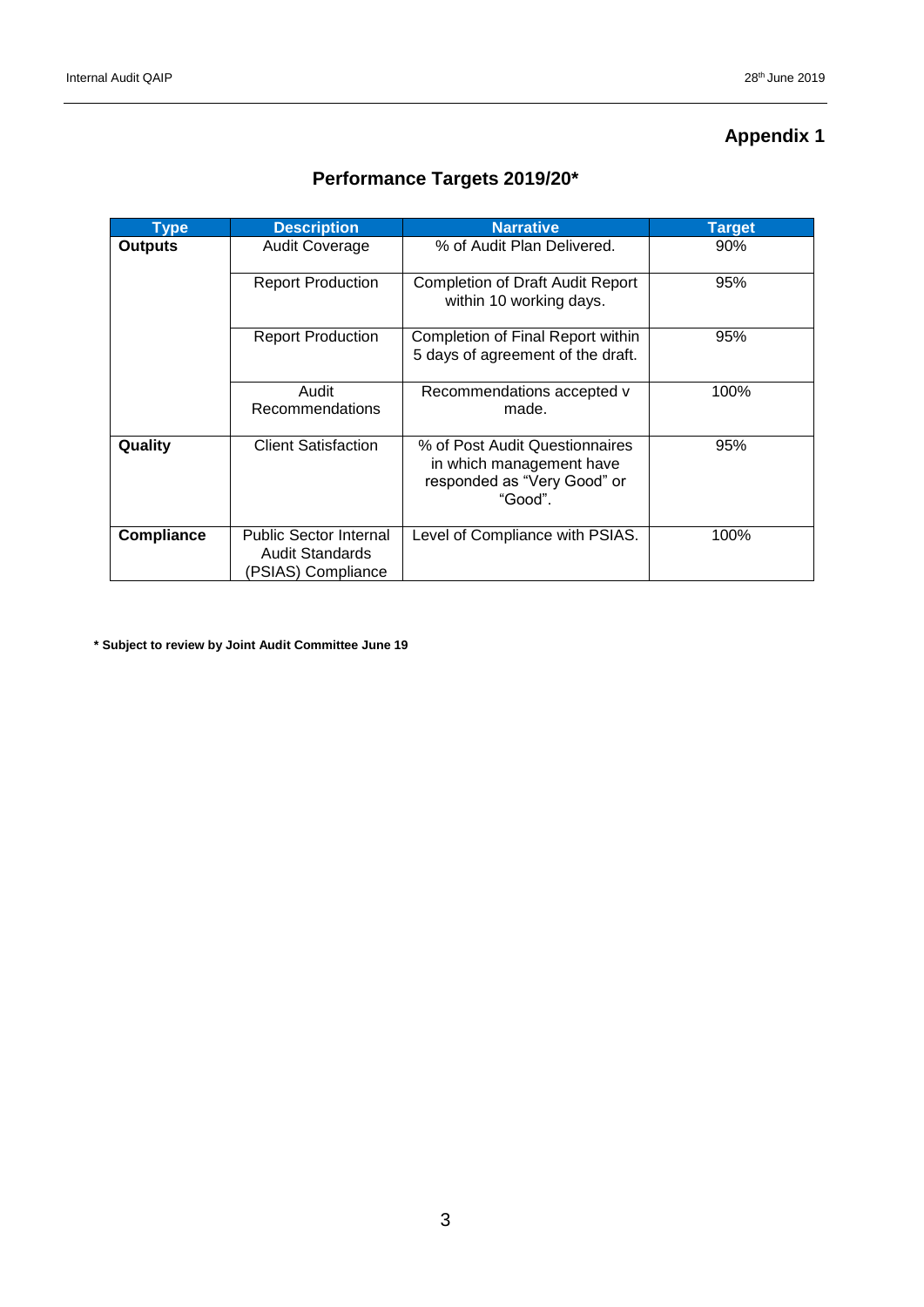## Appendix 1

### Performance Targets 2019/20*

| Type | Description | Narrative | Target |
|---|---|---|---|
| **Outputs** | Audit Coverage | % of Audit Plan Delivered. | 90% |
| | Report Production | Completion of Draft Audit Report within 10 working days. | 95% |
| | Report Production | Completion of Final Report within 5 days of agreement of the draft. | 95% |
| | Audit Recommendations | Recommendations accepted v made. | 100% |
| **Quality** | Client Satisfaction | % of Post Audit Questionnaires in which management have responded as "Very Good" or "Good". | 95% |
| **Compliance** | Public Sector Internal Audit Standards (PSIAS) Compliance | Level of Compliance with PSIAS. | 100% |

**\* Subject to review by Joint Audit Committee June 19**